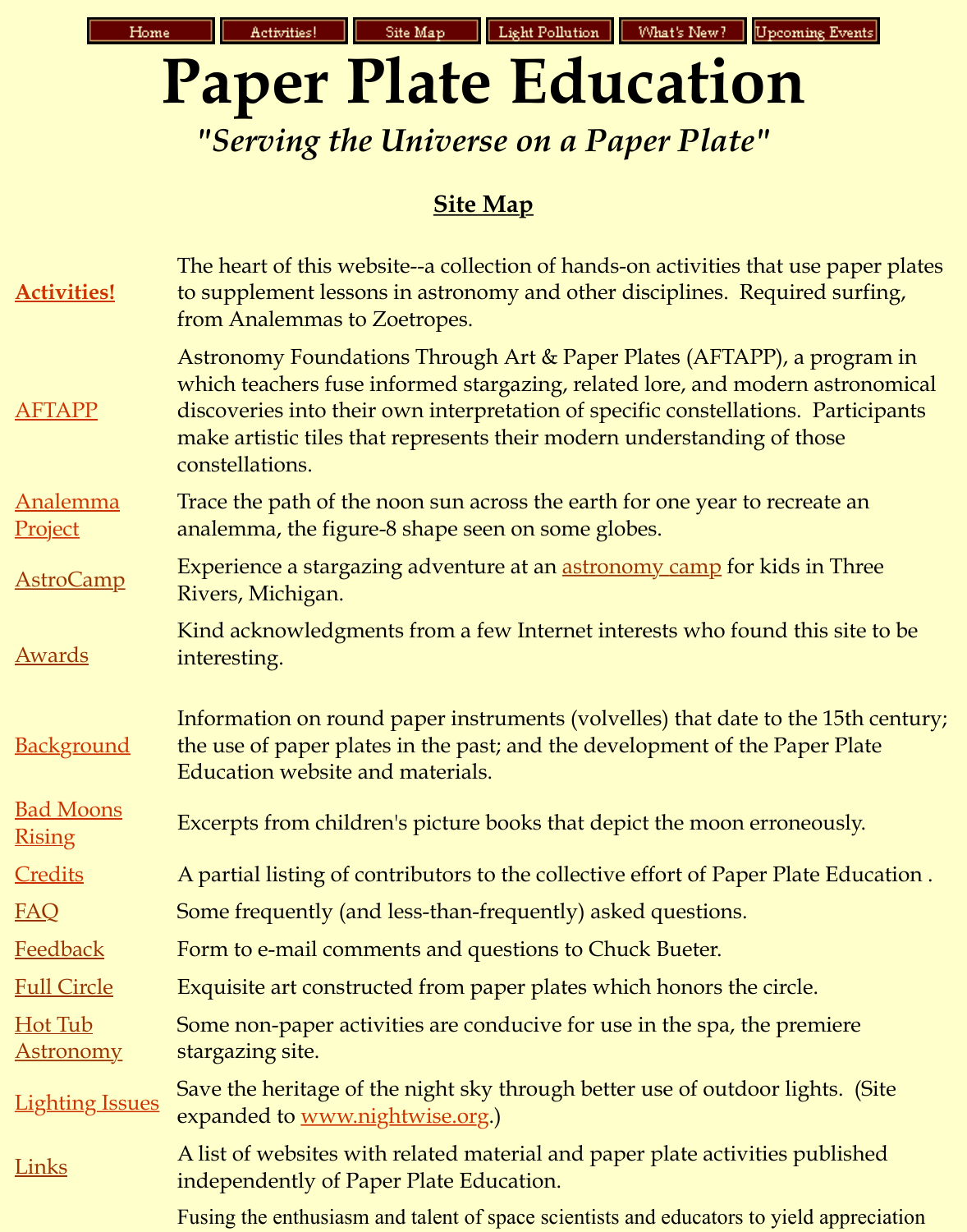Home | Activities! | Site Map | Light Pollution | What's New? | Upcoming Events

# Paper Plate Education

## *"Serving the Universe on a Paper Plate"*

### Site Map

| | |
|---|---|
| **Activities!** | The heart of this website--a collection of hands-on activities that use paper plates to supplement lessons in astronomy and other disciplines. Required surfing, from Analemmas to Zoetropes. |
| AFTAPP | Astronomy Foundations Through Art & Paper Plates (AFTAPP), a program in which teachers fuse informed stargazing, related lore, and modern astronomical discoveries into their own interpretation of specific constellations. Participants make artistic tiles that represents their modern understanding of those constellations. |
| Analemma Project | Trace the path of the noon sun across the earth for one year to recreate an analemma, the figure-8 shape seen on some globes. |
| AstroCamp | Experience a stargazing adventure at an astronomy camp for kids in Three Rivers, Michigan. |
| Awards | Kind acknowledgments from a few Internet interests who found this site to be interesting. |
| Background | Information on round paper instruments (volvelles) that date to the 15th century; the use of paper plates in the past; and the development of the Paper Plate Education website and materials. |
| Bad Moons Rising | Excerpts from children's picture books that depict the moon erroneously. |
| Credits | A partial listing of contributors to the collective effort of Paper Plate Education . |
| FAQ | Some frequently (and less-than-frequently) asked questions. |
| Feedback | Form to e-mail comments and questions to Chuck Bueter. |
| Full Circle | Exquisite art constructed from paper plates which honors the circle. |
| Hot Tub Astronomy | Some non-paper activities are conducive for use in the spa, the premiere stargazing site. |
| Lighting Issues | Save the heritage of the night sky through better use of outdoor lights. (Site expanded to www.nightwise.org.) |
| Links | A list of websites with related material and paper plate activities published independently of Paper Plate Education. |
| | Fusing the enthusiasm and talent of space scientists and educators to yield appreciation |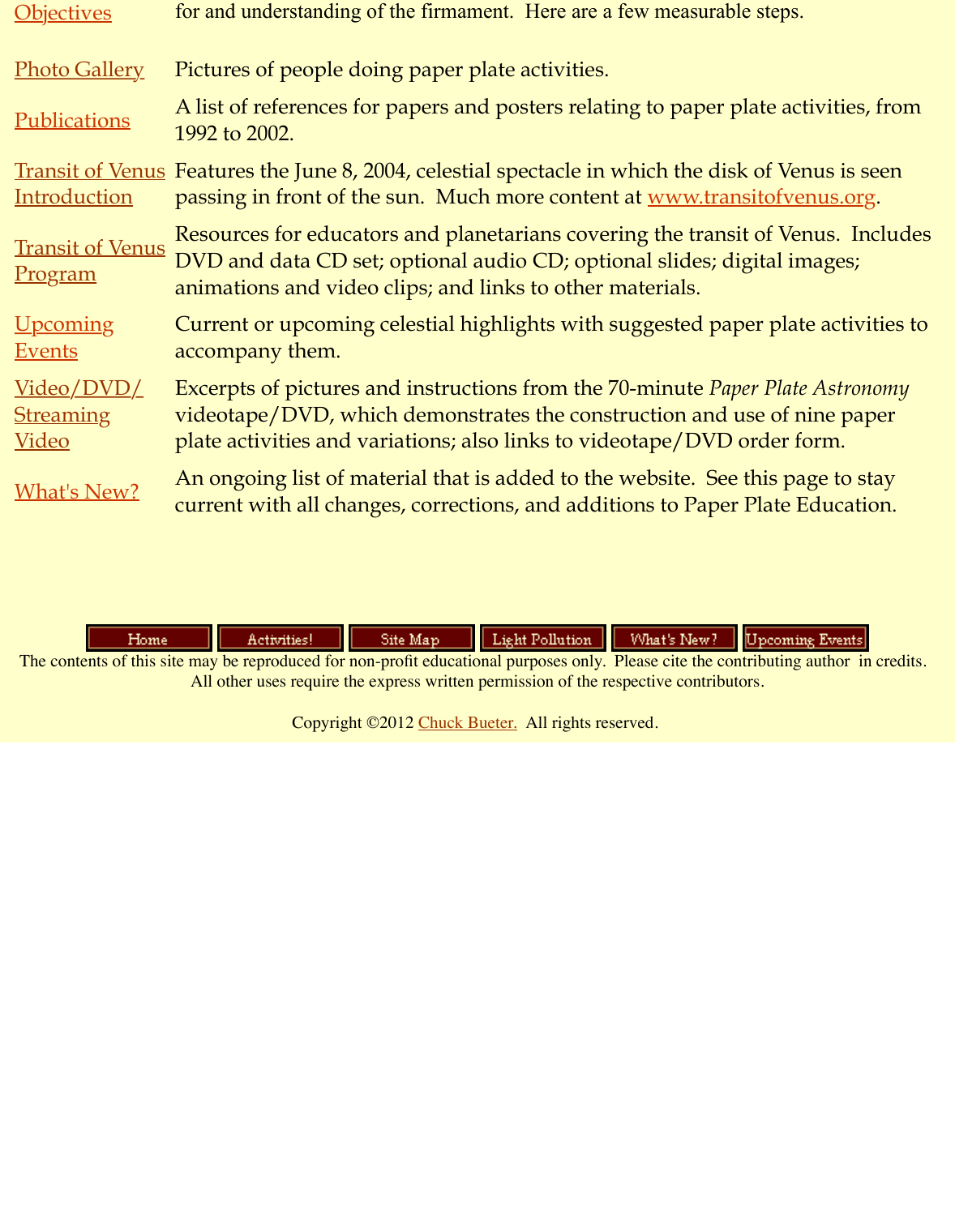| | |
|---|---|
| Objectives | for and understanding of the firmament. Here are a few measurable steps. |
| Photo Gallery | Pictures of people doing paper plate activities. |
| Publications | A list of references for papers and posters relating to paper plate activities, from 1992 to 2002. |
| Transit of Venus Introduction | Features the June 8, 2004, celestial spectacle in which the disk of Venus is seen passing in front of the sun. Much more content at www.transitofvenus.org. |
| Transit of Venus Program | Resources for educators and planetarians covering the transit of Venus. Includes DVD and data CD set; optional audio CD; optional slides; digital images; animations and video clips; and links to other materials. |
| Upcoming Events | Current or upcoming celestial highlights with suggested paper plate activities to accompany them. |
| Video/DVD/ Streaming Video | Excerpts of pictures and instructions from the 70-minute *Paper Plate Astronomy* videotape/DVD, which demonstrates the construction and use of nine paper plate activities and variations; also links to videotape/DVD order form. |
| What's New? | An ongoing list of material that is added to the website. See this page to stay current with all changes, corrections, and additions to Paper Plate Education. |

Home | Activities! | Site Map | Light Pollution | What's New? | Upcoming Events

The contents of this site may be reproduced for non-profit educational purposes only. Please cite the contributing author in credits. All other uses require the express written permission of the respective contributors.

Copyright ©2012 Chuck Bueter. All rights reserved.